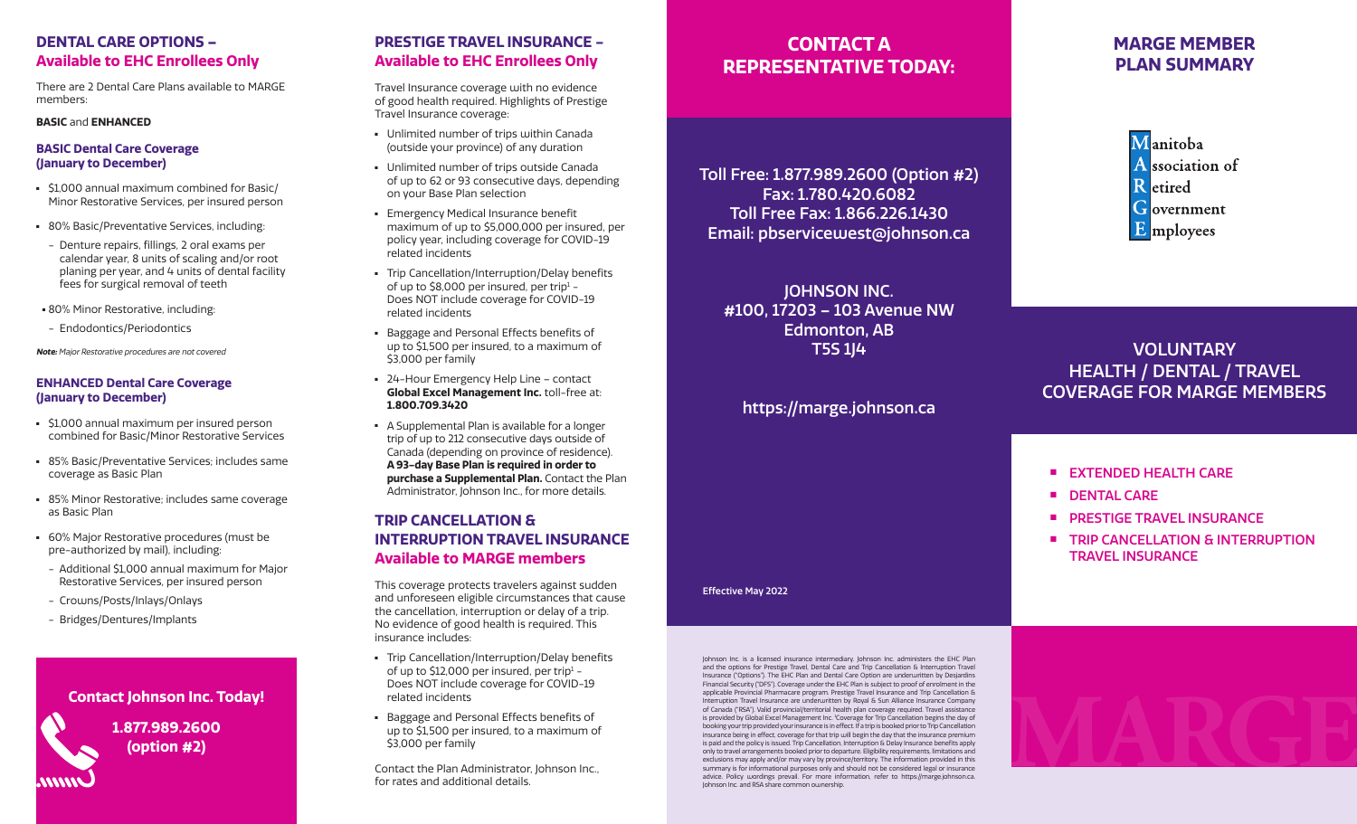## DENTAL CARE OPTIONS – Available to EHC Enrollees Only

There are 2 Dental Care Plans available to MARGE members:

**BASIC** and **ENHANCED**

### BASIC Dental Care Coverage (January to December)

- $1,000 annual maximum combined for Basic/Minor Restorative Services, per insured person
- 80% Basic/Preventative Services, including:
  - Denture repairs, fillings, 2 oral exams per calendar year, 8 units of scaling and/or root planing per year, and 4 units of dental facility fees for surgical removal of teeth
- 80% Minor Restorative, including:
  - Endodontics/Periodontics

***Note:*** *Major Restorative procedures are not covered*

### ENHANCED Dental Care Coverage (January to December)

- $1,000 annual maximum per insured person combined for Basic/Minor Restorative Services
- 85% Basic/Preventative Services; includes same coverage as Basic Plan
- 85% Minor Restorative; includes same coverage as Basic Plan
- 60% Major Restorative procedures (must be pre-authorized by mail), including:
  - Additional $1,000 annual maximum for Major Restorative Services, per insured person
  - Crowns/Posts/Inlays/Onlays
  - Bridges/Dentures/Implants

**Contact Johnson Inc. Today!**

**1.877.989.2600 (option #2)**

## PRESTIGE TRAVEL INSURANCE – Available to EHC Enrollees Only

Travel Insurance coverage with no evidence of good health required. Highlights of Prestige Travel Insurance coverage:

- Unlimited number of trips within Canada (outside your province) of any duration
- Unlimited number of trips outside Canada of up to 62 or 93 consecutive days, depending on your Base Plan selection
- Emergency Medical Insurance benefit maximum of up to $5,000,000 per insured, per policy year, including coverage for COVID-19 related incidents
- Trip Cancellation/Interruption/Delay benefits of up to $8,000 per insured, per trip[1] – Does NOT include coverage for COVID-19 related incidents
- Baggage and Personal Effects benefits of up to $1,500 per insured, to a maximum of $3,000 per family
- 24-Hour Emergency Help Line – contact **Global Excel Management Inc.** toll-free at: **1.800.709.3420**
- A Supplemental Plan is available for a longer trip of up to 212 consecutive days outside of Canada (depending on province of residence). **A 93-day Base Plan is required in order to purchase a Supplemental Plan.** Contact the Plan Administrator, Johnson Inc., for more details.

## TRIP CANCELLATION & INTERRUPTION TRAVEL INSURANCE Available to MARGE members

This coverage protects travelers against sudden and unforeseen eligible circumstances that cause the cancellation, interruption or delay of a trip. No evidence of good health is required. This insurance includes:

- Trip Cancellation/Interruption/Delay benefits of up to $12,000 per insured, per trip[1] – Does NOT include coverage for COVID-19 related incidents
- Baggage and Personal Effects benefits of up to $1,500 per insured, to a maximum of $3,000 per family

Contact the Plan Administrator, Johnson Inc., for rates and additional details.

## CONTACT A REPRESENTATIVE TODAY:

**Toll Free: 1.877.989.2600 (Option #2)**
**Fax: 1.780.420.6082**
**Toll Free Fax: 1.866.226.1430**
**Email: pbservicewest@johnson.ca**

**JOHNSON INC.**
**#100, 17203 – 103 Avenue NW**
**Edmonton, AB**
**T5S 1J4**

**https://marge.johnson.ca**

**Effective May 2022**

Johnson Inc. is a licensed insurance intermediary. Johnson Inc. administers the EHC Plan and the options for Prestige Travel, Dental Care and Trip Cancellation & Interruption Travel Insurance ("Options"). The EHC Plan and Dental Care Option are underwritten by Desjardins Financial Security ("DFS"). Coverage under the EHC Plan is subject to proof of enrolment in the applicable Provincial Pharmacare program. Prestige Travel Insurance and Trip Cancellation & Interruption Travel Insurance are underwritten by Royal & Sun Alliance Insurance Company of Canada ("RSA"). Valid provincial/territorial health plan coverage required. Travel assistance is provided by Global Excel Management Inc. [1]Coverage for Trip Cancellation begins the day of booking your trip provided your insurance is in effect. If a trip is booked prior to Trip Cancellation insurance being in effect, coverage for that trip will begin the day that the insurance premium is paid and the policy is issued. Trip Cancellation, Interruption & Delay Insurance benefits apply only to travel arrangements booked prior to departure. Eligibility requirements, limitations and exclusions may apply and/or may vary by province/territory. The information provided in this summary is for informational purposes only and should not be considered legal or insurance advice. Policy wordings prevail. For more information, refer to https://marge.johnson.ca. Johnson Inc. and RSA share common ownership.

## MARGE MEMBER PLAN SUMMARY

**M**anitoba
**A**ssociation of
**R**etired
**G**overnment
**E**mployees

## VOLUNTARY HEALTH / DENTAL / TRAVEL COVERAGE FOR MARGE MEMBERS

- EXTENDED HEALTH CARE
- DENTAL CARE
- PRESTIGE TRAVEL INSURANCE
- TRIP CANCELLATION & INTERRUPTION TRAVEL INSURANCE

MARGE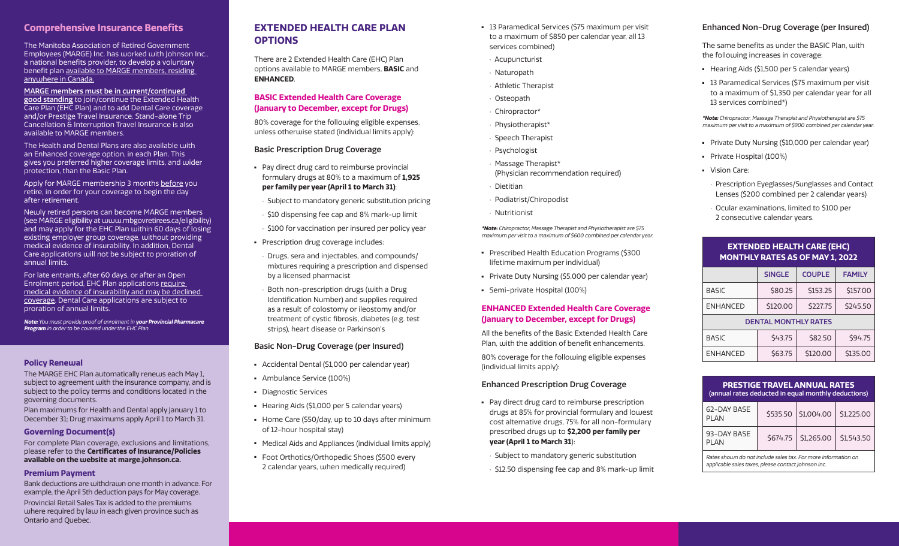## Comprehensive Insurance Benefits

The Manitoba Association of Retired Government Employees (MARGE) Inc. has worked with Johnson Inc., a national benefits provider, to develop a voluntary benefit plan available to MARGE members, residing anywhere in Canada.

MARGE members must be in current/continued good standing to join/continue the Extended Health Care Plan (EHC Plan) and to add Dental Care coverage and/or Prestige Travel Insurance. Stand-alone Trip Cancellation & Interruption Travel Insurance is also available to MARGE members.

The Health and Dental Plans are also available with an Enhanced coverage option, in each Plan. This gives you preferred higher coverage limits, and wider protection, than the Basic Plan.

Apply for MARGE membership 3 months before you retire, in order for your coverage to begin the day after retirement.

Newly retired persons can become MARGE members (see MARGE eligibility at www.mbgovretirees.ca/eligibility) and may apply for the EHC Plan within 60 days of losing existing employer group coverage, without providing medical evidence of insurability. In addition, Dental Care applications will not be subject to proration of annual limits.

For late entrants, after 60 days, or after an Open Enrolment period, EHC Plan applications require medical evidence of insurability and may be declined coverage. Dental Care applications are subject to proration of annual limits.

*Note: You must provide proof of enrolment in **your Provincial Pharmacare Program** in order to be covered under the EHC Plan.*

### Policy Renewal

The MARGE EHC Plan automatically renews each May 1, subject to agreement with the insurance company, and is subject to the policy terms and conditions located in the governing documents.

Plan maximums for Health and Dental apply January 1 to December 31; Drug maximums apply April 1 to March 31.

### Governing Document(s)

For complete Plan coverage, exclusions and limitations, please refer to the **Certificates of Insurance/Policies available on the website at marge.johnson.ca.**

### Premium Payment

Bank deductions are withdrawn one month in advance. For example, the April 5th deduction pays for May coverage.

Provincial Retail Sales Tax is added to the premiums where required by law in each given province such as Ontario and Quebec.

## EXTENDED HEALTH CARE PLAN OPTIONS

There are 2 Extended Health Care (EHC) Plan options available to MARGE members, **BASIC** and **ENHANCED**.

### BASIC Extended Health Care Coverage (January to December, except for Drugs)

80% coverage for the following eligible expenses, unless otherwise stated (individual limits apply):

#### Basic Prescription Drug Coverage

- Pay direct drug card to reimburse provincial formulary drugs at 80% to a maximum of **1,925 per family per year (April 1 to March 31)**:
  - Subject to mandatory generic substitution pricing
  - $10 dispensing fee cap and 8% mark-up limit
  - $100 for vaccination per insured per policy year
- Prescription drug coverage includes:
  - Drugs, sera and injectables, and compounds/mixtures requiring a prescription and dispensed by a licensed pharmacist
  - Both non-prescription drugs (with a Drug Identification Number) and supplies required as a result of colostomy or ileostomy and/or treatment of cystic fibrosis, diabetes (e.g. test strips), heart disease or Parkinson's

#### Basic Non-Drug Coverage (per Insured)

- Accidental Dental ($1,000 per calendar year)
- Ambulance Service (100%)
- Diagnostic Services
- Hearing Aids ($1,000 per 5 calendar years)
- Home Care ($50/day, up to 10 days after minimum of 12-hour hospital stay)
- Medical Aids and Appliances (individual limits apply)
- Foot Orthotics/Orthopedic Shoes ($500 every 2 calendar years, when medically required)
- 13 Paramedical Services ($75 maximum per visit to a maximum of $850 per calendar year, all 13 services combined)
  - Acupuncturist
  - Naturopath
  - Athletic Therapist
  - Osteopath
  - Chiropractor*
  - Physiotherapist*
  - Speech Therapist
  - Psychologist
  - Massage Therapist* (Physician recommendation required)
  - Dietitian
  - Podiatrist/Chiropodist
  - Nutritionist

*\*Note: Chiropractor, Massage Therapist and Physiotherapist are $75 maximum per visit to a maximum of $600 combined per calendar year.*

- Prescribed Health Education Programs ($300 lifetime maximum per individual)
- Private Duty Nursing ($5,000 per calendar year)
- Semi-private Hospital (100%)

### ENHANCED Extended Health Care Coverage (January to December, except for Drugs)

All the benefits of the Basic Extended Health Care Plan, with the addition of benefit enhancements.

80% coverage for the following eligible expenses (individual limits apply):

#### Enhanced Prescription Drug Coverage

- Pay direct drug card to reimburse prescription drugs at 85% for provincial formulary and lowest cost alternative drugs, 75% for all non-formulary prescribed drugs up to **$2,200 per family per year (April 1 to March 31)**:
  - Subject to mandatory generic substitution
  - $12.50 dispensing fee cap and 8% mark-up limit

#### Enhanced Non-Drug Coverage (per Insured)

The same benefits as under the BASIC Plan, with the following increases in coverage:

- Hearing Aids ($1,500 per 5 calendar years)
- 13 Paramedical Services ($75 maximum per visit to a maximum of $1,350 per calendar year for all 13 services combined*)

*\*Note: Chiropractor, Massage Therapist and Physiotherapist are $75 maximum per visit to a maximum of $900 combined per calendar year.*

- Private Duty Nursing ($10,000 per calendar year)
- Private Hospital (100%)
- Vision Care:
  - Prescription Eyeglasses/Sunglasses and Contact Lenses ($200 combined per 2 calendar years)
  - Ocular examinations, limited to $100 per 2 consecutive calendar years.

**EXTENDED HEALTH CARE (EHC) MONTHLY RATES AS OF MAY 1, 2022**

| | SINGLE | COUPLE | FAMILY |
|---|---|---|---|
| BASIC | $80.25 | $153.25 | $157.00 |
| ENHANCED | $120.00 | $227.75 | $245.50 |
| **DENTAL MONTHLY RATES** | | | |
| BASIC | $43.75 | $82.50 | $94.75 |
| ENHANCED | $63.75 | $120.00 | $135.00 |

**PRESTIGE TRAVEL ANNUAL RATES**
(annual rates deducted in equal monthly deductions)

| | | | |
|---|---|---|---|
| 62-DAY BASE PLAN | $535.50 | $1,004.00 | $1,225.00 |
| 93-DAY BASE PLAN | $674.75 | $1,265.00 | $1,543.50 |

*Rates shown do not include sales tax. For more information on applicable sales taxes, please contact Johnson Inc.*